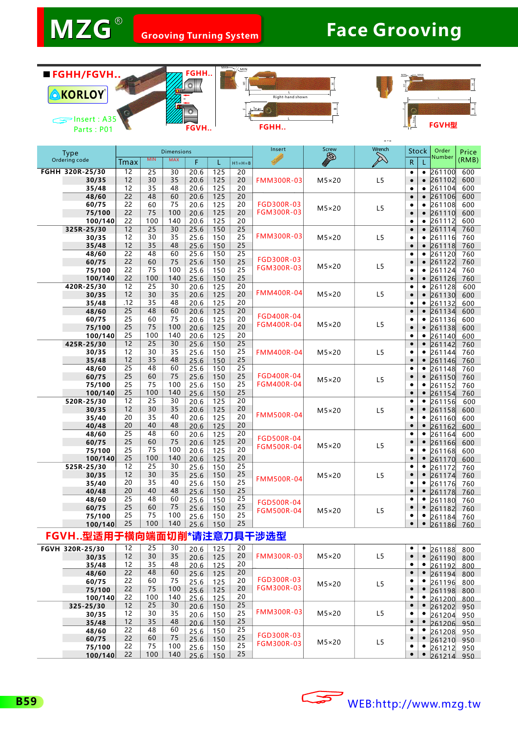# MZG® Grooving Turning System — Face Grooving

## ■ FGHH/FGVH..

KORLOY

Insert : A35
Parts : P01

FGHH..  FGVH..

| Type Ordering code | Tmax | MIN | MAX | F | L | H1=H=B | Insert | Screw | Wrench | Stock R | Stock L | Order Number | Price (RMB) |
|---|---|---|---|---|---|---|---|---|---|---|---|---|---|
| FGHH 320R-25/30 | 12 | 25 | 30 | 20.6 | 125 | 20 | FMM300R-03 | M5×20 | L5 | ● | ● | 261100 | 600 |
| 30/35 | 12 | 30 | 35 | 20.6 | 125 | 20 | | | | ● | ● | 261102 | 600 |
| 35/48 | 12 | 35 | 48 | 20.6 | 125 | 20 | | | | ● | ● | 261104 | 600 |
| 48/60 | 22 | 48 | 60 | 20.6 | 125 | 20 | FGD300R-03 FGM300R-03 | M5×20 | L5 | ● | ● | 261106 | 600 |
| 60/75 | 22 | 60 | 75 | 20.6 | 125 | 20 | | | | ● | ● | 261108 | 600 |
| 75/100 | 22 | 75 | 100 | 20.6 | 125 | 20 | | | | ● | ● | 261110 | 600 |
| 100/140 | 22 | 100 | 140 | 20.6 | 125 | 20 | | | | ● | ● | 261112 | 600 |
| 325R-25/30 | 12 | 25 | 30 | 25.6 | 150 | 25 | FMM300R-03 | M5×20 | L5 | ● | ● | 261114 | 760 |
| 30/35 | 12 | 30 | 35 | 25.6 | 150 | 25 | | | | ● | ● | 261116 | 760 |
| 35/48 | 12 | 35 | 48 | 25.6 | 150 | 25 | | | | ● | ● | 261118 | 760 |
| 48/60 | 22 | 48 | 60 | 25.6 | 150 | 25 | FGD300R-03 FGM300R-03 | M5×20 | L5 | ● | ● | 261120 | 760 |
| 60/75 | 22 | 60 | 75 | 25.6 | 150 | 25 | | | | ● | ● | 261122 | 760 |
| 75/100 | 22 | 75 | 100 | 25.6 | 150 | 25 | | | | ● | ● | 261124 | 760 |
| 100/140 | 22 | 100 | 140 | 25.6 | 150 | 25 | | | | ● | ● | 261126 | 760 |
| 420R-25/30 | 12 | 25 | 30 | 20.6 | 125 | 20 | FMM400R-04 | M5×20 | L5 | ● | ● | 261128 | 600 |
| 30/35 | 12 | 30 | 35 | 20.6 | 125 | 20 | | | | ● | ● | 261130 | 600 |
| 35/48 | .12 | 35 | 48 | 20.6 | 125 | 20 | | | | ● | ● | 261132 | 600 |
| 48/60 | 25 | 48 | 60 | 20.6 | 125 | 20 | FGD400R-04 FGM400R-04 | M5×20 | L5 | ● | ● | 261134 | 600 |
| 60/75 | 25 | 60 | 75 | 20.6 | 125 | 20 | | | | ● | ● | 261136 | 600 |
| 75/100 | 25 | 75 | 100 | 20.6 | 125 | 20 | | | | ● | ● | 261138 | 600 |
| 100/140 | 25 | 100 | 140 | 20.6 | 125 | 20 | | | | ● | ● | 261140 | 600 |
| 425R-25/30 | 12 | 25 | 30 | 25.6 | 150 | 25 | FMM400R-04 | M5×20 | L5 | ● | ● | 261142 | 760 |
| 30/35 | 12 | 30 | 35 | 25.6 | 150 | 25 | | | | ● | ● | 261144 | 760 |
| 35/48 | 12 | 35 | 48 | 25.6 | 150 | 25 | | | | ● | ● | 261146 | 760 |
| 48/60 | 25 | 48 | 60 | 25.6 | 150 | 25 | FGD400R-04 FGM400R-04 | M5×20 | L5 | ● | ● | 261148 | 760 |
| 60/75 | 25 | 60 | 75 | 25.6 | 150 | 25 | | | | ● | ● | 261150 | 760 |
| 75/100 | 25 | 75 | 100 | 25.6 | 150 | 25 | | | | ● | ● | 261152 | 760 |
| 100/140 | 25 | 100 | 140 | 25.6 | 150 | 25 | | | | ● | ● | 261154 | 760 |
| 520R-25/30 | 12 | 25 | 30 | 20.6 | 125 | 20 | FMM500R-04 | M5×20 | L5 | ● | ● | 261156 | 600 |
| 30/35 | 12 | 30 | 35 | 20.6 | 125 | 20 | | | | ● | ● | 261158 | 600 |
| 35/40 | 20 | 35 | 40 | 20.6 | 125 | 20 | | | | ● | ● | 261160 | 600 |
| 40/48 | 20 | 40 | 48 | 20.6 | 125 | 20 | | | | ● | ● | 261162 | 600 |
| 48/60 | 25 | 48 | 60 | 20.6 | 125 | 20 | FGD500R-04 FGM500R-04 | M5×20 | L5 | ● | ● | 261164 | 600 |
| 60/75 | 25 | 60 | 75 | 20.6 | 125 | 20 | | | | ● | ● | 261166 | 600 |
| 75/100 | 25 | 75 | 100 | 20.6 | 125 | 20 | | | | ● | ● | 261168 | 600 |
| 100/140 | 25 | 100 | 140 | 20.6 | 125 | 20 | | | | ● | ● | 261170 | 600 |
| 525R-25/30 | 12 | 25 | 30 | 25.6 | 150 | 25 | FMM500R-04 | M5×20 | L5 | ● | ● | 261172 | 760 |
| 30/35 | 12 | 30 | 35 | 25.6 | 150 | 25 | | | | ● | ● | 261174 | 760 |
| 35/40 | 20 | 35 | 40 | 25.6 | 150 | 25 | | | | ● | ● | 261176 | 760 |
| 40/48 | 20 | 40 | 48 | 25.6 | 150 | 25 | | | | ● | ● | 261178 | 760 |
| 48/60 | 25 | 48 | 60 | 25.6 | 150 | 25 | FGD500R-04 FGM500R-04 | M5×20 | L5 | ● | ● | 261180 | 760 |
| 60/75 | 25 | 60 | 75 | 25.6 | 150 | 25 | | | | ● | ● | 261182 | 760 |
| 75/100 | 25 | 75 | 100 | 25.6 | 150 | 25 | | | | ● | ● | 261184 | 760 |
| 100/140 | 25 | 100 | 140 | 25.6 | 150 | 25 | | | | ● | ● | 261186 | 760 |

**FGVH..型适用于横向端面切削*请注意刀具干涉选型**

| Type Ordering code | Tmax | MIN | MAX | F | L | H1=H=B | Insert | Screw | Wrench | Stock R | Stock L | Order Number | Price (RMB) |
|---|---|---|---|---|---|---|---|---|---|---|---|---|---|
| FGVH 320R-25/30 | 12 | 25 | 30 | 20.6 | 125 | 20 | FMM300R-03 | M5×20 | L5 | ● | ● | 261188 | 800 |
| 30/35 | 12 | 30 | 35 | 20.6 | 125 | 20 | | | | ● | ● | 261190 | 800 |
| 35/48 | 12 | 35 | 48 | 20.6 | 125 | 20 | | | | ● | ● | 261192 | 800 |
| 48/60 | 22 | 48 | 60 | 25.6 | 125 | 20 | FGD300R-03 FGM300R-03 | M5×20 | L5 | ● | ● | 261194 | 800 |
| 60/75 | 22 | 60 | 75 | 25.6 | 125 | 20 | | | | ● | ● | 261196 | 800 |
| 75/100 | 22 | 75 | 100 | 25.6 | 125 | 20 | | | | ● | ● | 261198 | 800 |
| 100/140 | 22 | 100 | 140 | 25.6 | 125 | 20 | | | | ● | ● | 261200 | 800 |
| 325-25/30 | 12 | 25 | 30 | 20.6 | 150 | 25 | FMM300R-03 | M5×20 | L5 | ● | ● | 261202 | 950 |
| 30/35 | 12 | 30 | 35 | 20.6 | 150 | 25 | | | | ● | ● | 261204 | 950 |
| 35/48 | 12 | 35 | 48 | 20.6 | 150 | 25 | | | | ● | ● | 261206 | 950 |
| 48/60 | 22 | 48 | 60 | 25.6 | 150 | 25 | FGD300R-03 FGM300R-03 | M5×20 | L5 | ● | ● | 261208 | 950 |
| 60/75 | 22 | 60 | 75 | 25.6 | 150 | 25 | | | | ● | ● | 261210 | 950 |
| 75/100 | 22 | 75 | 100 | 25.6 | 150 | 25 | | | | ● | ● | 261212 | 950 |
| 100/140 | 22 | 100 | 140 | 25.6 | 150 | 25 | | | | ● | ● | 261214 | 950 |

WEB:http://www.mzg.tw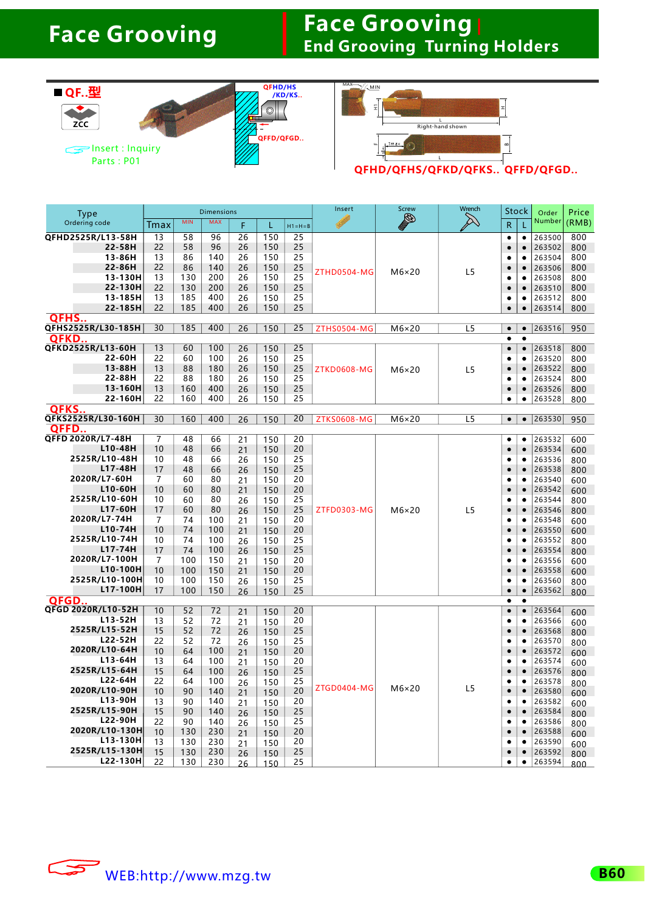# Face Grooving

## Face Grooving | End Grooving Turning Holders

■ QF..型

ZCC

Insert : Inquiry
Parts : P01

QFHD/HS/KD/KS..

QFFD/QFGD..

Right-hand shown

QFHD/QFHS/QFKD/QFKS.. QFFD/QFGD..

| Type Ordering code | Tmax | MIN | MAX | F | L | H1=H=B | Insert | Screw | Wrench | Stock R | Stock L | Order Number | Price (RMB) |
|---|---|---|---|---|---|---|---|---|---|---|---|---|---|
| QFHD2525R/L13-58H | 13 | 58 | 96 | 26 | 150 | 25 | ZTHD0504-MG | M6×20 | L5 | • | • | 263500 | 800 |
| 22-58H | 22 | 58 | 96 | 26 | 150 | 25 | | | | • | • | 263502 | 800 |
| 13-86H | 13 | 86 | 140 | 26 | 150 | 25 | | | | • | • | 263504 | 800 |
| 22-86H | 22 | 86 | 140 | 26 | 150 | 25 | | | | • | • | 263506 | 800 |
| 13-130H | 13 | 130 | 200 | 26 | 150 | 25 | | | | • | • | 263508 | 800 |
| 22-130H | 22 | 130 | 200 | 26 | 150 | 25 | | | | • | • | 263510 | 800 |
| 13-185H | 13 | 185 | 400 | 26 | 150 | 25 | | | | • | • | 263512 | 800 |
| 22-185H | 22 | 185 | 400 | 26 | 150 | 25 | | | | • | • | 263514 | 800 |
| **QFHS..** | | | | | | | | | | | | | |
| QFHS2525R/L30-185H | 30 | 185 | 400 | 26 | 150 | 25 | ZTHS0504-MG | M6×20 | L5 | • | • | 263516 | 950 |
| **QFKD..** | | | | | | | | | | • | • | | |
| QFKD2525R/L13-60H | 13 | 60 | 100 | 26 | 150 | 25 | ZTKD0608-MG | M6×20 | L5 | • | • | 263518 | 800 |
| 22-60H | 22 | 60 | 100 | 26 | 150 | 25 | | | | • | • | 263520 | 800 |
| 13-88H | 13 | 88 | 180 | 26 | 150 | 25 | | | | • | • | 263522 | 800 |
| 22-88H | 22 | 88 | 180 | 26 | 150 | 25 | | | | • | • | 263524 | 800 |
| 13-160H | 13 | 160 | 400 | 26 | 150 | 25 | | | | • | • | 263526 | 800 |
| 22-160H | 22 | 160 | 400 | 26 | 150 | 25 | | | | • | • | 263528 | 800 |
| **QFKS..** | | | | | | | | | | | | | |
| QFKS2525R/L30-160H | 30 | 160 | 400 | 26 | 150 | 20 | ZTKS0608-MG | M6×20 | L5 | • | • | 263530 | 950 |
| **QFFD..** | | | | | | | | | | | | | |
| QFFD 2020R/L7-48H | 7 | 48 | 66 | 21 | 150 | 20 | ZTFD0303-MG | M6×20 | L5 | • | • | 263532 | 600 |
| L10-48H | 10 | 48 | 66 | 21 | 150 | 20 | | | | • | • | 263534 | 600 |
| 2525R/L10-48H | 10 | 48 | 66 | 26 | 150 | 25 | | | | • | • | 263536 | 800 |
| L17-48H | 17 | 48 | 66 | 26 | 150 | 25 | | | | • | • | 263538 | 800 |
| 2020R/L7-60H | 7 | 60 | 80 | 21 | 150 | 20 | | | | • | • | 263540 | 600 |
| L10-60H | 10 | 60 | 80 | 21 | 150 | 20 | | | | • | • | 263542 | 600 |
| 2525R/L10-60H | 10 | 60 | 80 | 26 | 150 | 25 | | | | • | • | 263544 | 800 |
| L17-60H | 17 | 60 | 80 | 26 | 150 | 25 | | | | • | • | 263546 | 800 |
| 2020R/L7-74H | 7 | 74 | 100 | 21 | 150 | 20 | | | | • | • | 263548 | 600 |
| L10-74H | 10 | 74 | 100 | 21 | 150 | 20 | | | | • | • | 263550 | 600 |
| 2525R/L10-74H | 10 | 74 | 100 | 26 | 150 | 25 | | | | • | • | 263552 | 800 |
| L17-74H | 17 | 74 | 100 | 26 | 150 | 25 | | | | • | • | 263554 | 800 |
| 2020R/L7-100H | 7 | 100 | 150 | 21 | 150 | 20 | | | | • | • | 263556 | 600 |
| L10-100H | 10 | 100 | 150 | 21 | 150 | 20 | | | | • | • | 263558 | 600 |
| 2525R/L10-100H | 10 | 100 | 150 | 26 | 150 | 25 | | | | • | • | 263560 | 800 |
| L17-100H | 17 | 100 | 150 | 26 | 150 | 25 | | | | • | • | 263562 | 800 |
| **QFGD..** | | | | | | | | | | • | • | | |
| QFGD 2020R/L10-52H | 10 | 52 | 72 | 21 | 150 | 20 | ZTGD0404-MG | M6×20 | L5 | • | • | 263564 | 600 |
| L13-52H | 13 | 52 | 72 | 21 | 150 | 20 | | | | • | • | 263566 | 600 |
| 2525R/L15-52H | 15 | 52 | 72 | 26 | 150 | 25 | | | | • | • | 263568 | 800 |
| L22-52H | 22 | 52 | 72 | 26 | 150 | 25 | | | | • | • | 263570 | 800 |
| 2020R/L10-64H | 10 | 64 | 100 | 21 | 150 | 20 | | | | • | • | 263572 | 600 |
| L13-64H | 13 | 64 | 100 | 21 | 150 | 20 | | | | • | • | 263574 | 600 |
| 2525R/L15-64H | 15 | 64 | 100 | 26 | 150 | 25 | | | | • | • | 263576 | 800 |
| L22-64H | 22 | 64 | 100 | 26 | 150 | 25 | | | | • | • | 263578 | 800 |
| 2020R/L10-90H | 10 | 90 | 140 | 21 | 150 | 20 | | | | • | • | 263580 | 600 |
| L13-90H | 13 | 90 | 140 | 21 | 150 | 20 | | | | • | • | 263582 | 600 |
| 2525R/L15-90H | 15 | 90 | 140 | 26 | 150 | 25 | | | | • | • | 263584 | 800 |
| L22-90H | 22 | 90 | 140 | 26 | 150 | 25 | | | | • | • | 263586 | 800 |
| 2020R/L10-130H | 10 | 130 | 230 | 21 | 150 | 20 | | | | • | • | 263588 | 600 |
| L13-130H | 13 | 130 | 230 | 21 | 150 | 20 | | | | • | • | 263590 | 600 |
| 2525R/L15-130H | 15 | 130 | 230 | 26 | 150 | 25 | | | | • | • | 263592 | 800 |
| L22-130H | 22 | 130 | 230 | 26 | 150 | 25 | | | | • | • | 263594 | 800 |

WEB:http://www.mzg.tw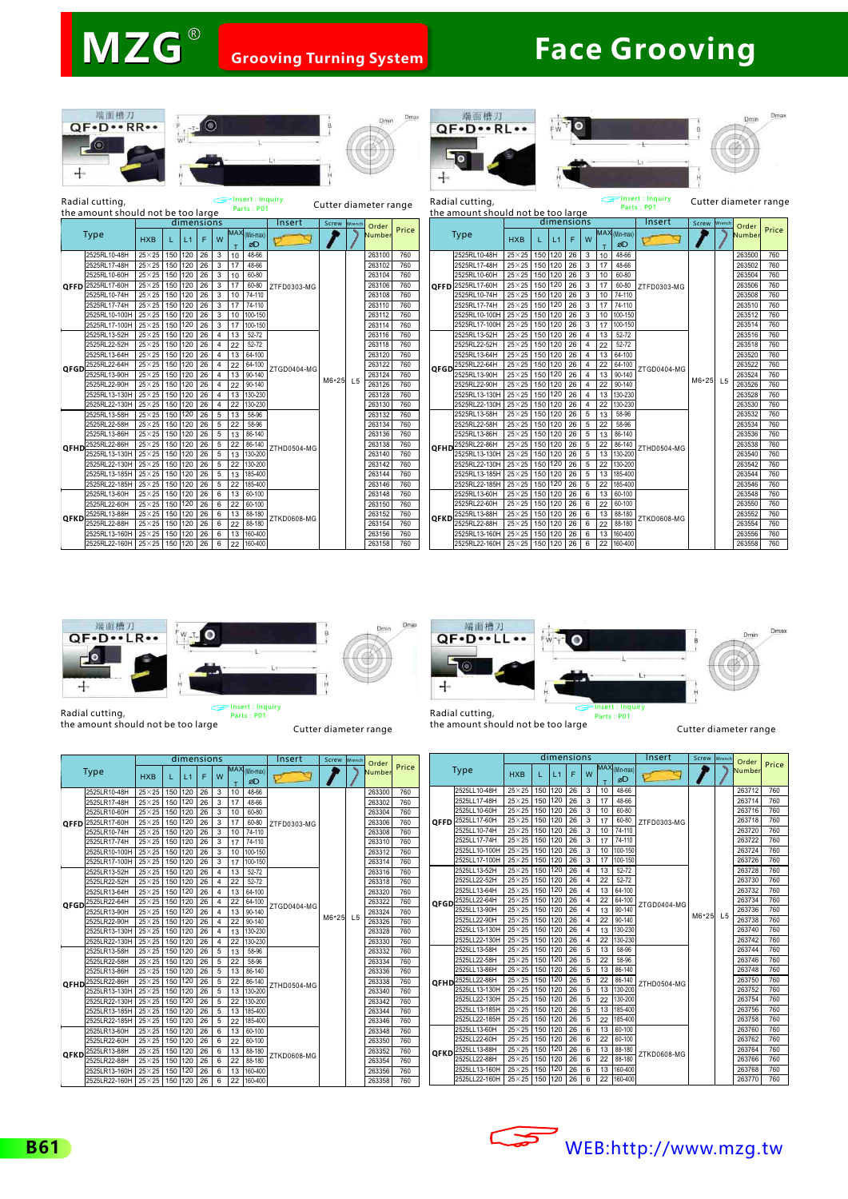# MZG® Grooving Turning System

# Face Grooving

## 端面槽刀 QF•D••RR••

Radial cutting, the amount should not be too large

Insert : Inquiry
Parts : P01

Cutter diameter range

| Type | | HXB | L | L1 | F | W | MAX T | (Min-max) ⌀D | Insert | Screw | Wrench | Order Number | Price |
|---|---|---|---|---|---|---|---|---|---|---|---|---|---|
| QFFD | 2525RL10-48H | 25×25 | 150 | 120 | 26 | 3 | 10 | 48-66 | ZTFD0303-MG | M6•25 | L5 | 263100 | 760 |
| | 2525RL17-48H | 25×25 | 150 | 120 | 26 | 3 | 17 | 48-66 | | | | 263102 | 760 |
| | 2525RL10-60H | 25×25 | 150 | 120 | 26 | 3 | 10 | 60-80 | | | | 263104 | 760 |
| | 2525RL17-60H | 25×25 | 150 | 120 | 26 | 3 | 17 | 60-80 | | | | 263106 | 760 |
| | 2525RL10-74H | 25×25 | 150 | 120 | 26 | 3 | 10 | 74-110 | | | | 263108 | 760 |
| | 2525RL17-74H | 25×25 | 150 | 120 | 26 | 3 | 17 | 74-110 | | | | 263110 | 760 |
| | 2525RL10-100H | 25×25 | 150 | 120 | 26 | 3 | 10 | 100-150 | | | | 263112 | 760 |
| | 2525RL17-100H | 25×25 | 150 | 120 | 26 | 3 | 17 | 100-150 | | | | 263114 | 760 |
| QFGD | 2525RL13-52H | 25×25 | 150 | 120 | 26 | 4 | 13 | 52-72 | ZTGD0404-MG | | | 263116 | 760 |
| | 2525RL22-52H | 25×25 | 150 | 120 | 26 | 4 | 22 | 52-72 | | | | 263118 | 760 |
| | 2525RL13-64H | 25×25 | 150 | 120 | 26 | 4 | 13 | 64-100 | | | | 263120 | 760 |
| | 2525RL22-64H | 25×25 | 150 | 120 | 26 | 4 | 22 | 64-100 | | | | 263122 | 760 |
| | 2525RL13-90H | 25×25 | 150 | 120 | 26 | 4 | 13 | 90-140 | | | | 263124 | 760 |
| | 2525RL22-90H | 25×25 | 150 | 120 | 26 | 4 | 22 | 90-140 | | | | 263126 | 760 |
| | 2525RL13-130H | 25×25 | 150 | 120 | 26 | 4 | 13 | 130-230 | | | | 263128 | 760 |
| | 2525RL22-130H | 25×25 | 150 | 120 | 26 | 4 | 22 | 130-230 | | | | 263130 | 760 |
| QFHD | 2525RL13-58H | 25×25 | 150 | 120 | 26 | 5 | 13 | 58-96 | ZTHD0504-MG | | | 263132 | 760 |
| | 2525RL22-58H | 25×25 | 150 | 120 | 26 | 5 | 22 | 58-96 | | | | 263134 | 760 |
| | 2525RL13-86H | 25×25 | 150 | 120 | 26 | 5 | 13 | 86-140 | | | | 263136 | 760 |
| | 2525RL22-86H | 25×25 | 150 | 120 | 26 | 5 | 22 | 86-140 | | | | 263138 | 760 |
| | 2525RL13-130H | 25×25 | 150 | 120 | 26 | 5 | 13 | 130-200 | | | | 263140 | 760 |
| | 2525RL22-130H | 25×25 | 150 | 120 | 26 | 5 | 22 | 130-200 | | | | 263142 | 760 |
| | 2525RL13-185H | 25×25 | 150 | 120 | 26 | 5 | 13 | 185-400 | | | | 263144 | 760 |
| | 2525RL22-185H | 25×25 | 150 | 120 | 26 | 5 | 22 | 185-400 | | | | 263146 | 760 |
| QFKD | 2525RL13-60H | 25×25 | 150 | 120 | 26 | 6 | 13 | 60-100 | ZTKD0608-MG | | | 263148 | 760 |
| | 2525RL22-60H | 25×25 | 150 | 120 | 26 | 6 | 22 | 60-100 | | | | 263150 | 760 |
| | 2525RL13-88H | 25×25 | 150 | 120 | 26 | 6 | 13 | 88-180 | | | | 263152 | 760 |
| | 2525RL22-88H | 25×25 | 150 | 120 | 26 | 6 | 22 | 88-180 | | | | 263154 | 760 |
| | 2525RL13-160H | 25×25 | 150 | 120 | 26 | 6 | 13 | 160-400 | | | | 263156 | 760 |
| | 2525RL22-160H | 25×25 | 150 | 120 | 26 | 6 | 22 | 160-400 | | | | 263158 | 760 |

## 端面槽刀 QF•D••RL••

Radial cutting, the amount should not be too large

Insert : Inquiry
Parts : P01

Cutter diameter range

| Type | | HXB | L | L1 | F | W | MAX T | (Min-max) ⌀D | Insert | Screw | Wrench | Order Number | Price |
|---|---|---|---|---|---|---|---|---|---|---|---|---|---|
| QFFD | 2525RL10-48H | 25×25 | 150 | 120 | 26 | 3 | 10 | 48-66 | ZTFD0303-MG | M6•25 | L5 | 263500 | 760 |
| | 2525RL17-48H | 25×25 | 150 | 120 | 26 | 3 | 17 | 48-66 | | | | 263502 | 760 |
| | 2525RL10-60H | 25×25 | 150 | 120 | 26 | 3 | 10 | 60-80 | | | | 263504 | 760 |
| | 2525RL17-60H | 25×25 | 150 | 120 | 26 | 3 | 17 | 60-80 | | | | 263506 | 760 |
| | 2525RL10-74H | 25×25 | 150 | 120 | 26 | 3 | 10 | 74-110 | | | | 263508 | 760 |
| | 2525RL17-74H | 25×25 | 150 | 120 | 26 | 3 | 17 | 74-110 | | | | 263510 | 760 |
| | 2525RL10-100H | 25×25 | 150 | 120 | 26 | 3 | 10 | 100-150 | | | | 263512 | 760 |
| | 2525RL17-100H | 25×25 | 150 | 120 | 26 | 3 | 17 | 100-150 | | | | 263514 | 760 |
| QFGD | 2525RL13-52H | 25×25 | 150 | 120 | 26 | 4 | 13 | 52-72 | ZTGD0404-MG | | | 263516 | 760 |
| | 2525RL22-52H | 25×25 | 150 | 120 | 26 | 4 | 22 | 52-72 | | | | 263518 | 760 |
| | 2525RL13-64H | 25×25 | 150 | 120 | 26 | 4 | 13 | 64-100 | | | | 263520 | 760 |
| | 2525RL22-64H | 25×25 | 150 | 120 | 26 | 4 | 22 | 64-100 | | | | 263522 | 760 |
| | 2525RL13-90H | 25×25 | 150 | 120 | 26 | 4 | 13 | 90-140 | | | | 263524 | 760 |
| | 2525RL22-90H | 25×25 | 150 | 120 | 26 | 4 | 22 | 90-140 | | | | 263526 | 760 |
| | 2525RL13-130H | 25×25 | 150 | 120 | 26 | 4 | 13 | 130-230 | | | | 263528 | 760 |
| | 2525RL22-130H | 25×25 | 150 | 120 | 26 | 4 | 22 | 130-230 | | | | 263530 | 760 |
| QFHD | 2525RL13-58H | 25×25 | 150 | 120 | 26 | 5 | 13 | 58-96 | ZTHD0504-MG | | | 263532 | 760 |
| | 2525RL22-58H | 25×25 | 150 | 120 | 26 | 5 | 22 | 58-96 | | | | 263534 | 760 |
| | 2525RL13-86H | 25×25 | 150 | 120 | 26 | 5 | 13 | 86-140 | | | | 263536 | 760 |
| | 2525RL22-86H | 25×25 | 150 | 120 | 26 | 5 | 22 | 86-140 | | | | 263538 | 760 |
| | 2525RL13-130H | 25×25 | 150 | 120 | 26 | 5 | 13 | 130-200 | | | | 263540 | 760 |
| | 2525RL22-130H | 25×25 | 150 | 120 | 26 | 5 | 22 | 130-200 | | | | 263542 | 760 |
| | 2525RL13-185H | 25×25 | 150 | 120 | 26 | 5 | 13 | 185-400 | | | | 263544 | 760 |
| | 2525RL22-185H | 25×25 | 150 | 120 | 26 | 5 | 22 | 185-400 | | | | 263546 | 760 |
| QFKD | 2525RL13-60H | 25×25 | 150 | 120 | 26 | 6 | 13 | 60-100 | ZTKD0608-MG | | | 263548 | 760 |
| | 2525RL22-60H | 25×25 | 150 | 120 | 26 | 6 | 22 | 60-100 | | | | 263550 | 760 |
| | 2525RL13-88H | 25×25 | 150 | 120 | 26 | 6 | 13 | 88-180 | | | | 263552 | 760 |
| | 2525RL22-88H | 25×25 | 150 | 120 | 26 | 6 | 22 | 88-180 | | | | 263554 | 760 |
| | 2525RL13-160H | 25×25 | 150 | 120 | 26 | 6 | 13 | 160-400 | | | | 263556 | 760 |
| | 2525RL22-160H | 25×25 | 150 | 120 | 26 | 6 | 22 | 160-400 | | | | 263558 | 760 |

## 端面槽刀 QF•D••LR••

Radial cutting, the amount should not be too large

Insert : Inquiry
Parts : P01

Cutter diameter range

| Type | | HXB | L | L1 | F | W | MAX T | (Min-max) ⌀D | Insert | Screw | Wrench | Order Number | Price |
|---|---|---|---|---|---|---|---|---|---|---|---|---|---|
| QFFD | 2525LR10-48H | 25×25 | 150 | 120 | 26 | 3 | 10 | 48-66 | ZTFD0303-MG | M6•25 | L5 | 263300 | 760 |
| | 2525LR17-48H | 25×25 | 150 | 120 | 26 | 3 | 17 | 48-66 | | | | 263302 | 760 |
| | 2525LR10-60H | 25×25 | 150 | 120 | 26 | 3 | 10 | 60-80 | | | | 263304 | 760 |
| | 2525LR17-60H | 25×25 | 150 | 120 | 26 | 3 | 17 | 60-80 | | | | 263306 | 760 |
| | 2525LR10-74H | 25×25 | 150 | 120 | 26 | 3 | 10 | 74-110 | | | | 263308 | 760 |
| | 2525LR17-74H | 25×25 | 150 | 120 | 26 | 3 | 17 | 74-110 | | | | 263310 | 760 |
| | 2525LR10-100H | 25×25 | 150 | 120 | 26 | 3 | 10 | 100-150 | | | | 263312 | 760 |
| | 2525LR17-100H | 25×25 | 150 | 120 | 26 | 3 | 17 | 100-150 | | | | 263314 | 760 |
| QFGD | 2525LR13-52H | 25×25 | 150 | 120 | 26 | 4 | 13 | 52-72 | ZTGD0404-MG | | | 263316 | 760 |
| | 2525LR22-52H | 25×25 | 150 | 120 | 26 | 4 | 22 | 52-72 | | | | 263318 | 760 |
| | 2525LR13-64H | 25×25 | 150 | 120 | 26 | 4 | 13 | 64-100 | | | | 263320 | 760 |
| | 2525LR22-64H | 25×25 | 150 | 120 | 26 | 4 | 22 | 64-100 | | | | 263322 | 760 |
| | 2525LR13-90H | 25×25 | 150 | 120 | 26 | 4 | 13 | 90-140 | | | | 263324 | 760 |
| | 2525LR22-90H | 25×25 | 150 | 120 | 26 | 4 | 22 | 90-140 | | | | 263326 | 760 |
| | 2525LR13-130H | 25×25 | 150 | 120 | 26 | 4 | 13 | 130-230 | | | | 263328 | 760 |
| | 2525LR22-130H | 25×25 | 150 | 120 | 26 | 4 | 22 | 130-230 | | | | 263330 | 760 |
| QFHD | 2525LR13-58H | 25×25 | 150 | 120 | 26 | 5 | 13 | 58-96 | ZTHD0504-MG | | | 263332 | 760 |
| | 2525LR22-58H | 25×25 | 150 | 120 | 26 | 5 | 22 | 58-96 | | | | 263334 | 760 |
| | 2525LR13-86H | 25×25 | 150 | 120 | 26 | 5 | 13 | 86-140 | | | | 263336 | 760 |
| | 2525LR22-86H | 25×25 | 150 | 120 | 26 | 5 | 22 | 86-140 | | | | 263338 | 760 |
| | 2525LR13-130H | 25×25 | 150 | 120 | 26 | 5 | 13 | 130-200 | | | | 263340 | 760 |
| | 2525LR22-130H | 25×25 | 150 | 120 | 26 | 5 | 22 | 130-200 | | | | 263342 | 760 |
| | 2525LR13-185H | 25×25 | 150 | 120 | 26 | 5 | 13 | 185-400 | | | | 263344 | 760 |
| | 2525LR22-185H | 25×25 | 150 | 120 | 26 | 5 | 22 | 185-400 | | | | 263346 | 760 |
| QFKD | 2525LR13-60H | 25×25 | 150 | 120 | 26 | 6 | 13 | 60-100 | ZTKD0608-MG | | | 263348 | 760 |
| | 2525LR22-60H | 25×25 | 150 | 120 | 26 | 6 | 22 | 60-100 | | | | 263350 | 760 |
| | 2525LR13-88H | 25×25 | 150 | 120 | 26 | 6 | 13 | 88-180 | | | | 263352 | 760 |
| | 2525LR22-88H | 25×25 | 150 | 120 | 26 | 6 | 22 | 88-180 | | | | 263354 | 760 |
| | 2525LR13-160H | 25×25 | 150 | 120 | 26 | 6 | 13 | 160-400 | | | | 263356 | 760 |
| | 2525LR22-160H | 25×25 | 150 | 120 | 26 | 6 | 22 | 160-400 | | | | 263358 | 760 |

## 端面槽刀 QF•D••LL••

Radial cutting, the amount should not be too large

Insert : Inquiry
Parts : P01

Cutter diameter range

| Type | | HXB | L | L1 | F | W | MAX T | (Min-max) ⌀D | Insert | Screw | Wrench | Order Number | Price |
|---|---|---|---|---|---|---|---|---|---|---|---|---|---|
| QFFD | 2525LL10-48H | 25×25 | 150 | 120 | 26 | 3 | 10 | 48-66 | ZTFD0303-MG | M6•25 | L5 | 263712 | 760 |
| | 2525LL17-48H | 25×25 | 150 | 120 | 26 | 3 | 17 | 48-66 | | | | 263714 | 760 |
| | 2525LL10-60H | 25×25 | 150 | 120 | 26 | 3 | 10 | 60-80 | | | | 263716 | 760 |
| | 2525LL17-60H | 25×25 | 150 | 120 | 26 | 3 | 17 | 60-80 | | | | 263718 | 760 |
| | 2525LL10-74H | 25×25 | 150 | 120 | 26 | 3 | 10 | 74-110 | | | | 263720 | 760 |
| | 2525LL17-74H | 25×25 | 150 | 120 | 26 | 3 | 17 | 74-110 | | | | 263722 | 760 |
| | 2525LL10-100H | 25×25 | 150 | 120 | 26 | 3 | 10 | 100-150 | | | | 263724 | 760 |
| | 2525LL17-100H | 25×25 | 150 | 120 | 26 | 3 | 17 | 100-150 | | | | 263726 | 760 |
| QFGD | 2525LL13-52H | 25×25 | 150 | 120 | 26 | 4 | 13 | 52-72 | ZTGD0404-MG | | | 263728 | 760 |
| | 2525LL22-52H | 25×25 | 150 | 120 | 26 | 4 | 22 | 52-72 | | | | 263730 | 760 |
| | 2525LL13-64H | 25×25 | 150 | 120 | 26 | 4 | 13 | 64-100 | | | | 263732 | 760 |
| | 2525LL22-64H | 25×25 | 150 | 120 | 26 | 4 | 22 | 64-100 | | | | 263734 | 760 |
| | 2525LL13-90H | 25×25 | 150 | 120 | 26 | 4 | 13 | 90-140 | | | | 263736 | 760 |
| | 2525LL22-90H | 25×25 | 150 | 120 | 26 | 4 | 22 | 90-140 | | | | 263738 | 760 |
| | 2525LL13-130H | 25×25 | 150 | 120 | 26 | 4 | 13 | 130-230 | | | | 263740 | 760 |
| | 2525LL22-130H | 25×25 | 150 | 120 | 26 | 4 | 22 | 130-230 | | | | 263742 | 760 |
| QFHD | 2525LL13-58H | 25×25 | 150 | 120 | 26 | 5 | 13 | 58-96 | ZTHD0504-MG | | | 263744 | 760 |
| | 2525LL22-58H | 25×25 | 150 | 120 | 26 | 5 | 22 | 58-96 | | | | 263746 | 760 |
| | 2525LL13-86H | 25×25 | 150 | 120 | 26 | 5 | 13 | 86-140 | | | | 263748 | 760 |
| | 2525LL22-86H | 25×25 | 150 | 120 | 26 | 5 | 22 | 86-140 | | | | 263750 | 760 |
| | 2525LL13-130H | 25×25 | 150 | 120 | 26 | 5 | 13 | 130-200 | | | | 263752 | 760 |
| | 2525LL22-130H | 25×25 | 150 | 120 | 26 | 5 | 22 | 130-200 | | | | 263754 | 760 |
| | 2525LL13-185H | 25×25 | 150 | 120 | 26 | 5 | 13 | 185-400 | | | | 263756 | 760 |
| | 2525LL22-185H | 25×25 | 150 | 120 | 26 | 5 | 22 | 185-400 | | | | 263758 | 760 |
| QFKD | 2525LL13-60H | 25×25 | 150 | 120 | 26 | 6 | 13 | 60-100 | ZTKD0608-MG | | | 263760 | 760 |
| | 2525LL22-60H | 25×25 | 150 | 120 | 26 | 6 | 22 | 60-100 | | | | 263762 | 760 |
| | 2525LL13-88H | 25×25 | 150 | 120 | 26 | 6 | 13 | 88-180 | | | | 263764 | 760 |
| | 2525LL22-88H | 25×25 | 150 | 120 | 26 | 6 | 22 | 88-180 | | | | 263766 | 760 |
| | 2525LL13-160H | 25×25 | 150 | 120 | 26 | 6 | 13 | 160-400 | | | | 263768 | 760 |
| | 2525LL22-160H | 25×25 | 150 | 120 | 26 | 6 | 22 | 160-400 | | | | 263770 | 760 |

WEB:http://www.mzg.tw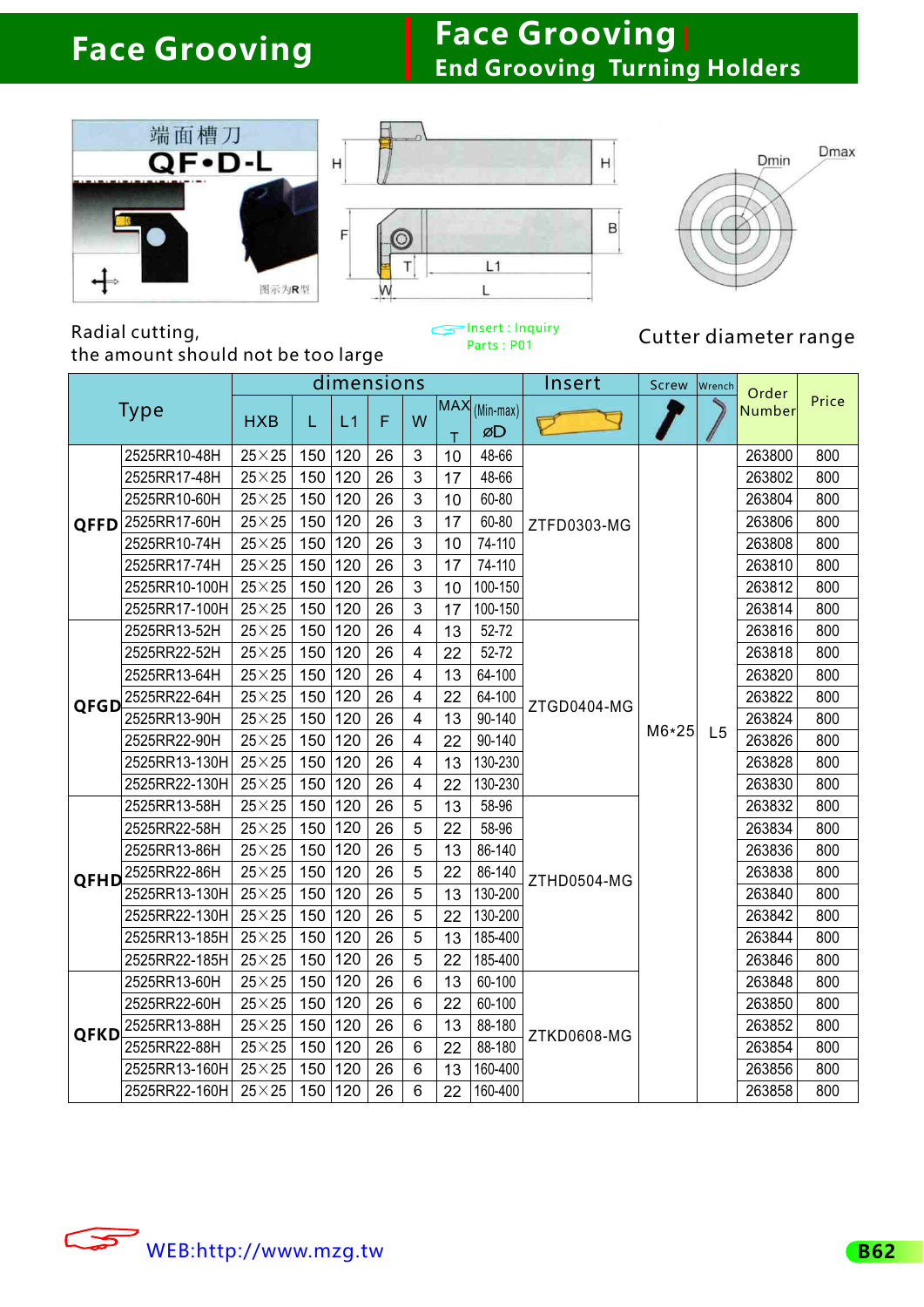# Face Grooving

## Face Grooving | End Grooving Turning Holders

端面槽刀

QF•D-L

图示为R型

H H F B T L1 W L

Dmin Dmax

Radial cutting,
the amount should not be too large

Insert : Inquiry
Parts : P01

Cutter diameter range

| Type | | dimensions | | | | | | | Insert | Screw | Wrench | Order Number | Price |
|---|---|---|---|---|---|---|---|---|---|---|---|---|---|
| | | HXB | L | L1 | F | W | MAX T | (Min-max) øD | | | | | |
| QFFD | 2525RR10-48H | 25×25 | 150 | 120 | 26 | 3 | 10 | 48-66 | ZTFD0303-MG | M6*25 | L5 | 263800 | 800 |
| | 2525RR17-48H | 25×25 | 150 | 120 | 26 | 3 | 17 | 48-66 | | | | 263802 | 800 |
| | 2525RR10-60H | 25×25 | 150 | 120 | 26 | 3 | 10 | 60-80 | | | | 263804 | 800 |
| | 2525RR17-60H | 25×25 | 150 | 120 | 26 | 3 | 17 | 60-80 | | | | 263806 | 800 |
| | 2525RR10-74H | 25×25 | 150 | 120 | 26 | 3 | 10 | 74-110 | | | | 263808 | 800 |
| | 2525RR17-74H | 25×25 | 150 | 120 | 26 | 3 | 17 | 74-110 | | | | 263810 | 800 |
| | 2525RR10-100H | 25×25 | 150 | 120 | 26 | 3 | 10 | 100-150 | | | | 263812 | 800 |
| | 2525RR17-100H | 25×25 | 150 | 120 | 26 | 3 | 17 | 100-150 | | | | 263814 | 800 |
| QFGD | 2525RR13-52H | 25×25 | 150 | 120 | 26 | 4 | 13 | 52-72 | ZTGD0404-MG | | | 263816 | 800 |
| | 2525RR22-52H | 25×25 | 150 | 120 | 26 | 4 | 22 | 52-72 | | | | 263818 | 800 |
| | 2525RR13-64H | 25×25 | 150 | 120 | 26 | 4 | 13 | 64-100 | | | | 263820 | 800 |
| | 2525RR22-64H | 25×25 | 150 | 120 | 26 | 4 | 22 | 64-100 | | | | 263822 | 800 |
| | 2525RR13-90H | 25×25 | 150 | 120 | 26 | 4 | 13 | 90-140 | | | | 263824 | 800 |
| | 2525RR22-90H | 25×25 | 150 | 120 | 26 | 4 | 22 | 90-140 | | | | 263826 | 800 |
| | 2525RR13-130H | 25×25 | 150 | 120 | 26 | 4 | 13 | 130-230 | | | | 263828 | 800 |
| | 2525RR22-130H | 25×25 | 150 | 120 | 26 | 4 | 22 | 130-230 | | | | 263830 | 800 |
| QFHD | 2525RR13-58H | 25×25 | 150 | 120 | 26 | 5 | 13 | 58-96 | ZTHD0504-MG | | | 263832 | 800 |
| | 2525RR22-58H | 25×25 | 150 | 120 | 26 | 5 | 22 | 58-96 | | | | 263834 | 800 |
| | 2525RR13-86H | 25×25 | 150 | 120 | 26 | 5 | 13 | 86-140 | | | | 263836 | 800 |
| | 2525RR22-86H | 25×25 | 150 | 120 | 26 | 5 | 22 | 86-140 | | | | 263838 | 800 |
| | 2525RR13-130H | 25×25 | 150 | 120 | 26 | 5 | 13 | 130-200 | | | | 263840 | 800 |
| | 2525RR22-130H | 25×25 | 150 | 120 | 26 | 5 | 22 | 130-200 | | | | 263842 | 800 |
| | 2525RR13-185H | 25×25 | 150 | 120 | 26 | 5 | 13 | 185-400 | | | | 263844 | 800 |
| | 2525RR22-185H | 25×25 | 150 | 120 | 26 | 5 | 22 | 185-400 | | | | 263846 | 800 |
| QFKD | 2525RR13-60H | 25×25 | 150 | 120 | 26 | 6 | 13 | 60-100 | ZTKD0608-MG | | | 263848 | 800 |
| | 2525RR22-60H | 25×25 | 150 | 120 | 26 | 6 | 22 | 60-100 | | | | 263850 | 800 |
| | 2525RR13-88H | 25×25 | 150 | 120 | 26 | 6 | 13 | 88-180 | | | | 263852 | 800 |
| | 2525RR22-88H | 25×25 | 150 | 120 | 26 | 6 | 22 | 88-180 | | | | 263854 | 800 |
| | 2525RR13-160H | 25×25 | 150 | 120 | 26 | 6 | 13 | 160-400 | | | | 263856 | 800 |
| | 2525RR22-160H | 25×25 | 150 | 120 | 26 | 6 | 22 | 160-400 | | | | 263858 | 800 |

WEB:http://www.mzg.tw